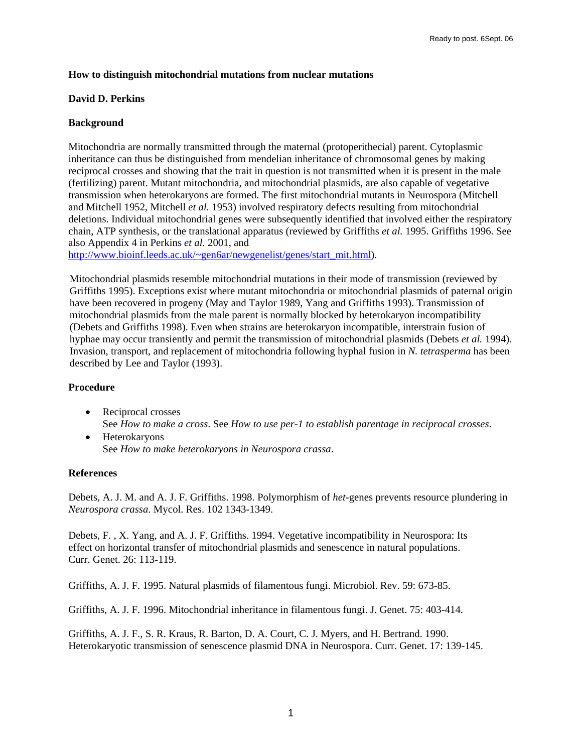Ready to post. 6Sept. 06

**How to distinguish mitochondrial mutations from nuclear mutations**

**David D. Perkins**

**Background**

Mitochondria are normally transmitted through the maternal (protoperithecial) parent. Cytoplasmic inheritance can thus be distinguished from mendelian inheritance of chromosomal genes by making reciprocal crosses and showing that the trait in question is not transmitted when it is present in the male (fertilizing) parent. Mutant mitochondria, and mitochondrial plasmids, are also capable of vegetative transmission when heterokaryons are formed. The first mitochondrial mutants in Neurospora (Mitchell and Mitchell 1952, Mitchell *et al.* 1953) involved respiratory defects resulting from mitochondrial deletions. Individual mitochondrial genes were subsequently identified that involved either the respiratory chain, ATP synthesis, or the translational apparatus (reviewed by Griffiths *et al.* 1995. Griffiths 1996. See also Appendix 4 in Perkins *et al.* 2001, and http://www.bioinf.leeds.ac.uk/~gen6ar/newgenelist/genes/start_mit.html).

Mitochondrial plasmids resemble mitochondrial mutations in their mode of transmission (reviewed by Griffiths 1995). Exceptions exist where mutant mitochondria or mitochondrial plasmids of paternal origin have been recovered in progeny (May and Taylor 1989, Yang and Griffiths 1993). Transmission of mitochondrial plasmids from the male parent is normally blocked by heterokaryon incompatibility (Debets and Griffiths 1998). Even when strains are heterokaryon incompatible, interstrain fusion of hyphae may occur transiently and permit the transmission of mitochondrial plasmids (Debets *et al.* 1994). Invasion, transport, and replacement of mitochondria following hyphal fusion in *N. tetrasperma* has been described by Lee and Taylor (1993).

**Procedure**

- Reciprocal crosses
  See *How to make a cross*. See *How to use per-1 to establish parentage in reciprocal crosses*.
- Heterokaryons
  See *How to make heterokaryons in Neurospora crassa*.

**References**

Debets, A. J. M. and A. J. F. Griffiths. 1998. Polymorphism of *het*-genes prevents resource plundering in *Neurospora crassa*. Mycol. Res. 102 1343-1349.

Debets, F. , X. Yang, and A. J. F. Griffiths. 1994. Vegetative incompatibility in Neurospora: Its effect on horizontal transfer of mitochondrial plasmids and senescence in natural populations. Curr. Genet. 26: 113-119.

Griffiths, A. J. F. 1995. Natural plasmids of filamentous fungi. Microbiol. Rev. 59: 673-85.

Griffiths, A. J. F. 1996. Mitochondrial inheritance in filamentous fungi. J. Genet. 75: 403-414.

Griffiths, A. J. F., S. R. Kraus, R. Barton, D. A. Court, C. J. Myers, and H. Bertrand. 1990. Heterokaryotic transmission of senescence plasmid DNA in Neurospora. Curr. Genet. 17: 139-145.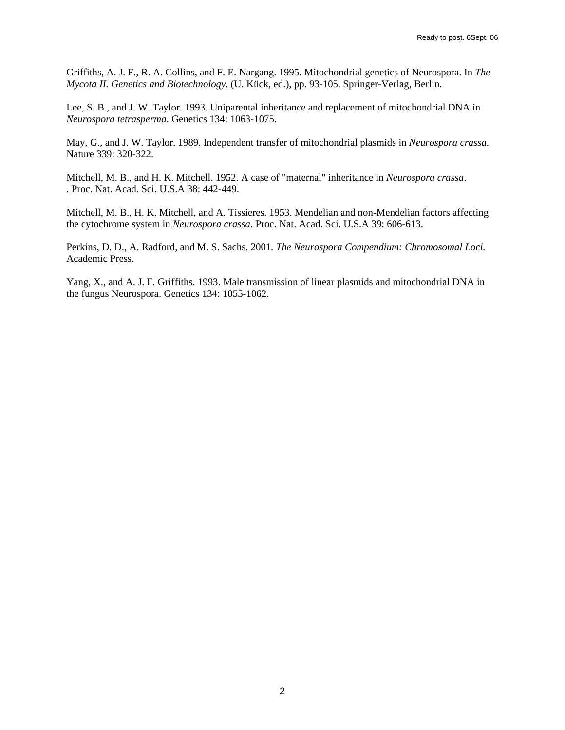Griffiths, A. J. F., R. A. Collins, and F. E. Nargang. 1995. Mitochondrial genetics of Neurospora. In *The Mycota II. Genetics and Biotechnology*. (U. Kück, ed.), pp. 93-105. Springer-Verlag, Berlin.

Lee, S. B., and J. W. Taylor. 1993. Uniparental inheritance and replacement of mitochondrial DNA in *Neurospora tetrasperma*. Genetics 134: 1063-1075.

May, G., and J. W. Taylor. 1989. Independent transfer of mitochondrial plasmids in *Neurospora crassa*. Nature 339: 320-322.

Mitchell, M. B., and H. K. Mitchell. 1952. A case of "maternal" inheritance in *Neurospora crassa*. . Proc. Nat. Acad. Sci. U.S.A 38: 442-449.

Mitchell, M. B., H. K. Mitchell, and A. Tissieres. 1953. Mendelian and non-Mendelian factors affecting the cytochrome system in *Neurospora crassa*. Proc. Nat. Acad. Sci. U.S.A 39: 606-613.

Perkins, D. D., A. Radford, and M. S. Sachs. 2001. *The Neurospora Compendium: Chromosomal Loci.* Academic Press.

Yang, X., and A. J. F. Griffiths. 1993. Male transmission of linear plasmids and mitochondrial DNA in the fungus Neurospora. Genetics 134: 1055-1062.